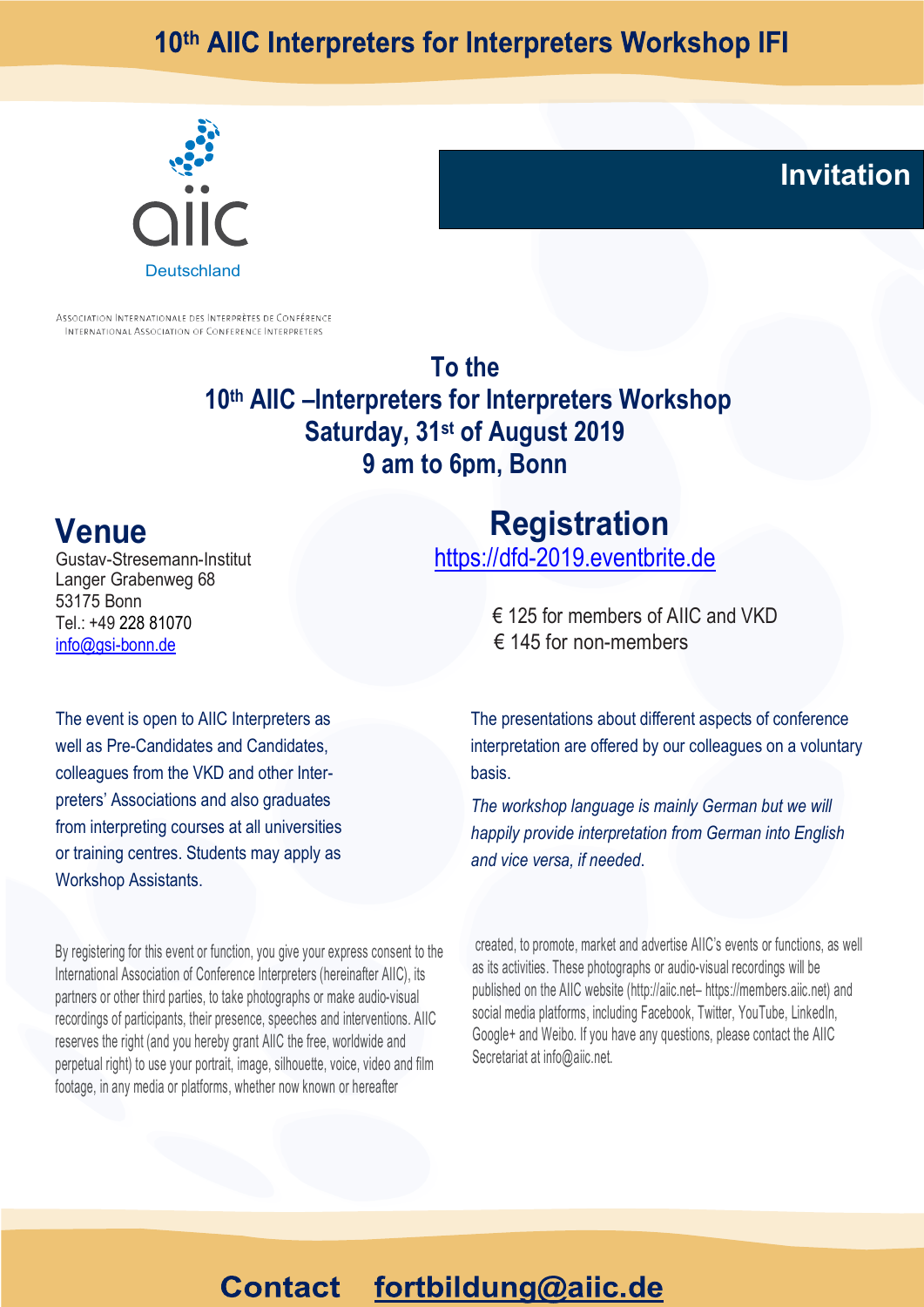# 10th AIIC Interpreters for Interpreters Workshop IFI

aiic Deutschland

Association Internationale des Interprètes de Conférence
International Association of Conference Interpreters

## Invitation

**To the**
**10th AIIC –Interpreters for Interpreters Workshop**
**Saturday, 31st of August 2019**
**9 am to 6pm, Bonn**

## Venue

Gustav-Stresemann-Institut
Langer Grabenweg 68
53175 Bonn
Tel.: +49 228 81070
info@gsi-bonn.de

## Registration

https://dfd-2019.eventbrite.de

€ 125 for members of AIIC and VKD
€ 145 for non-members

The event is open to AIIC Interpreters as well as Pre-Candidates and Candidates, colleagues from the VKD and other Interpreters' Associations and also graduates from interpreting courses at all universities or training centres. Students may apply as Workshop Assistants.

The presentations about different aspects of conference interpretation are offered by our colleagues on a voluntary basis.

*The workshop language is mainly German but we will happily provide interpretation from German into English and vice versa, if needed.*

By registering for this event or function, you give your express consent to the International Association of Conference Interpreters (hereinafter AIIC), its partners or other third parties, to take photographs or make audio-visual recordings of participants, their presence, speeches and interventions. AIIC reserves the right (and you hereby grant AIIC the free, worldwide and perpetual right) to use your portrait, image, silhouette, voice, video and film footage, in any media or platforms, whether now known or hereafter created, to promote, market and advertise AIIC's events or functions, as well as its activities. These photographs or audio-visual recordings will be published on the AIIC website (http://aiic.net– https://members.aiic.net) and social media platforms, including Facebook, Twitter, YouTube, LinkedIn, Google+ and Weibo. If you have any questions, please contact the AIIC Secretariat at info@aiic.net.

**Contact fortbildung@aiic.de**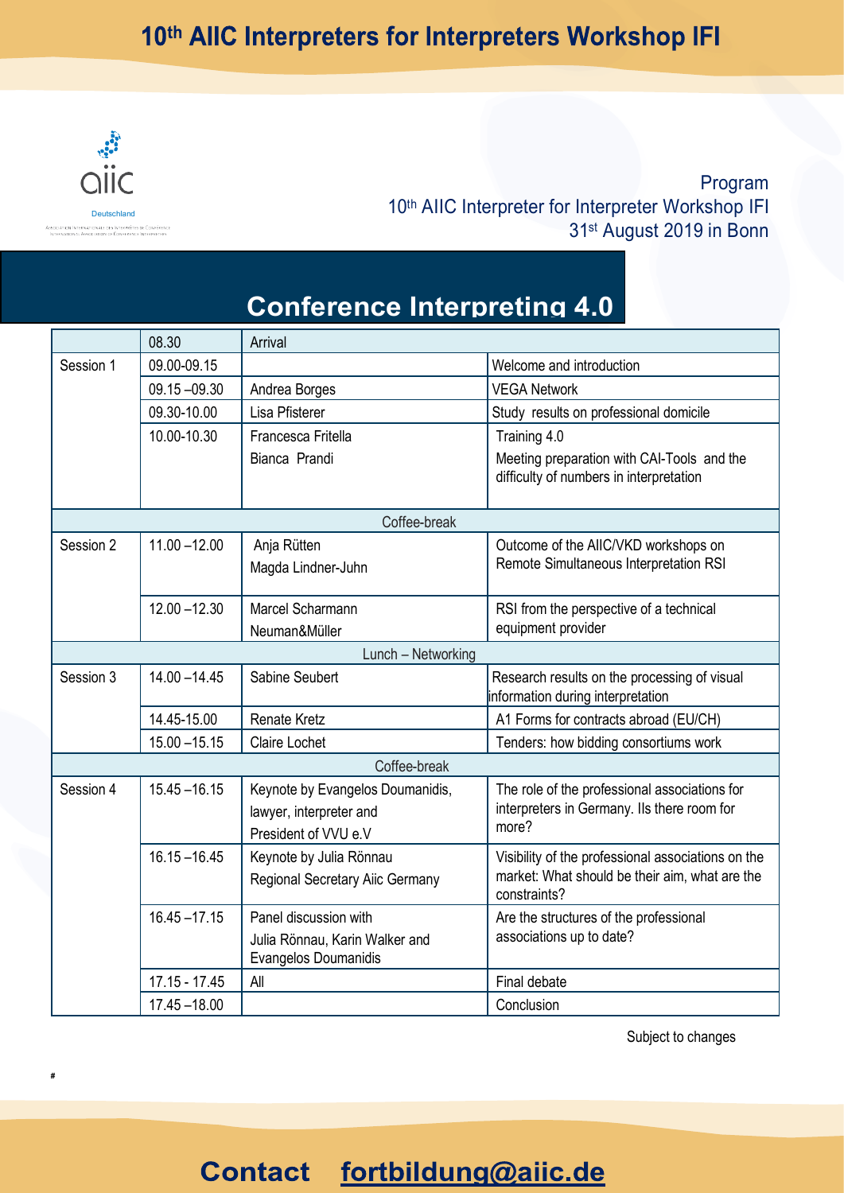# 10th AIIC Interpreters for Interpreters Workshop IFI

Deutschland

Program
10th AIIC Interpreter for Interpreter Workshop IFI
31st August 2019 in Bonn

## Conference Interpreting 4.0

| | | | |
|---|---|---|---|
| | 08.30 | Arrival | |
| Session 1 | 09.00-09.15 | | Welcome and introduction |
| | 09.15 –09.30 | Andrea Borges | VEGA Network |
| | 09.30-10.00 | Lisa Pfisterer | Study results on professional domicile |
| | 10.00-10.30 | Francesca Fritella<br>Bianca Prandi | Training 4.0<br>Meeting preparation with CAI-Tools and the difficulty of numbers in interpretation |
| Coffee-break | | | |
| Session 2 | 11.00 –12.00 | Anja Rütten<br>Magda Lindner-Juhn | Outcome of the AIIC/VKD workshops on Remote Simultaneous Interpretation RSI |
| | 12.00 –12.30 | Marcel Scharmann<br>Neuman&Müller | RSI from the perspective of a technical equipment provider |
| Lunch – Networking | | | |
| Session 3 | 14.00 –14.45 | Sabine Seubert | Research results on the processing of visual information during interpretation |
| | 14.45-15.00 | Renate Kretz | A1 Forms for contracts abroad (EU/CH) |
| | 15.00 –15.15 | Claire Lochet | Tenders: how bidding consortiums work |
| Coffee-break | | | |
| Session 4 | 15.45 –16.15 | Keynote by Evangelos Doumanidis, lawyer, interpreter and President of VVU e.V | The role of the professional associations for interpreters in Germany. IIs there room for more? |
| | 16.15 –16.45 | Keynote by Julia Rönnau<br>Regional Secretary Aiic Germany | Visibility of the professional associations on the market: What should be their aim, what are the constraints? |
| | 16.45 –17.15 | Panel discussion with<br>Julia Rönnau, Karin Walker and Evangelos Doumanidis | Are the structures of the professional associations up to date? |
| | 17.15 - 17.45 | All | Final debate |
| | 17.45 –18.00 | | Conclusion |

Subject to changes

**Contact** fortbildung@aiic.de